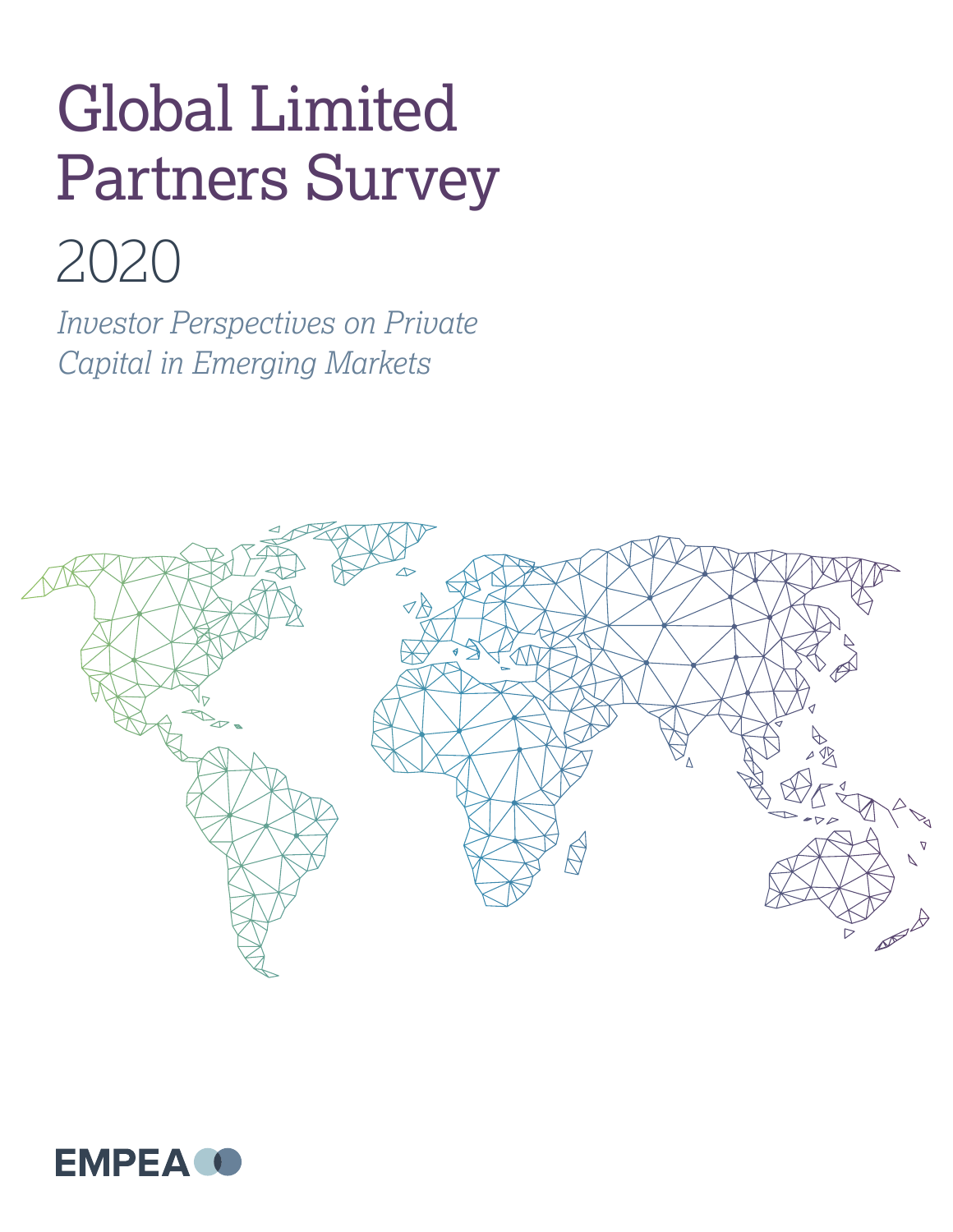# Global Limited Partners Survey

2020

*Investor Perspectives on Private Capital in Emerging Markets*

EMPEA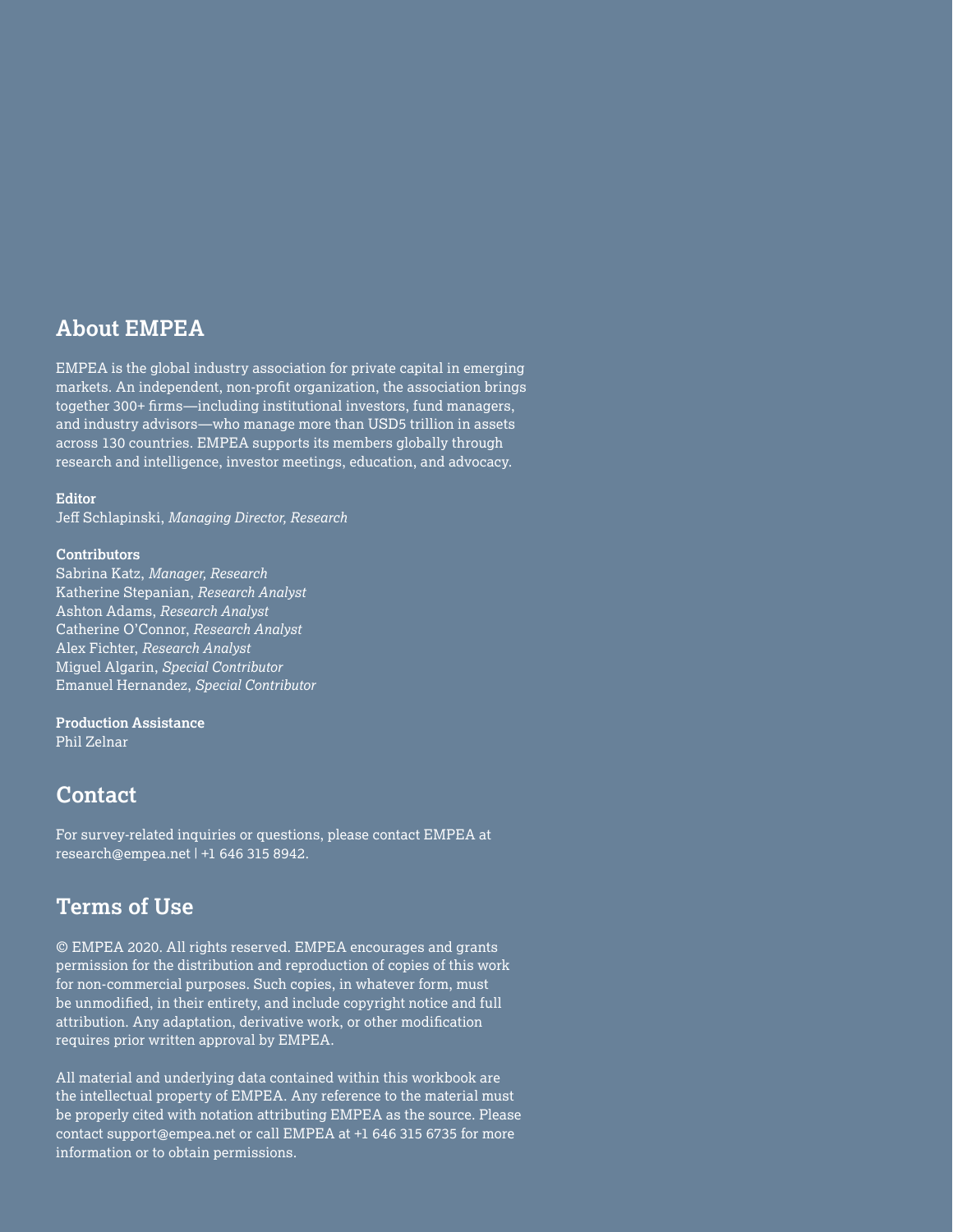## About EMPEA

EMPEA is the global industry association for private capital in emerging markets. An independent, non-profit organization, the association brings together 300+ firms—including institutional investors, fund managers, and industry advisors—who manage more than USD5 trillion in assets across 130 countries. EMPEA supports its members globally through research and intelligence, investor meetings, education, and advocacy.

**Editor**
Jeff Schlapinski, *Managing Director, Research*

**Contributors**
Sabrina Katz, *Manager, Research*
Katherine Stepanian, *Research Analyst*
Ashton Adams, *Research Analyst*
Catherine O'Connor, *Research Analyst*
Alex Fichter, *Research Analyst*
Miguel Algarin, *Special Contributor*
Emanuel Hernandez, *Special Contributor*

**Production Assistance**
Phil Zelnar

## Contact

For survey-related inquiries or questions, please contact EMPEA at research@empea.net | +1 646 315 8942.

## Terms of Use

© EMPEA 2020. All rights reserved. EMPEA encourages and grants permission for the distribution and reproduction of copies of this work for non-commercial purposes. Such copies, in whatever form, must be unmodified, in their entirety, and include copyright notice and full attribution. Any adaptation, derivative work, or other modification requires prior written approval by EMPEA.

All material and underlying data contained within this workbook are the intellectual property of EMPEA. Any reference to the material must be properly cited with notation attributing EMPEA as the source. Please contact support@empea.net or call EMPEA at +1 646 315 6735 for more information or to obtain permissions.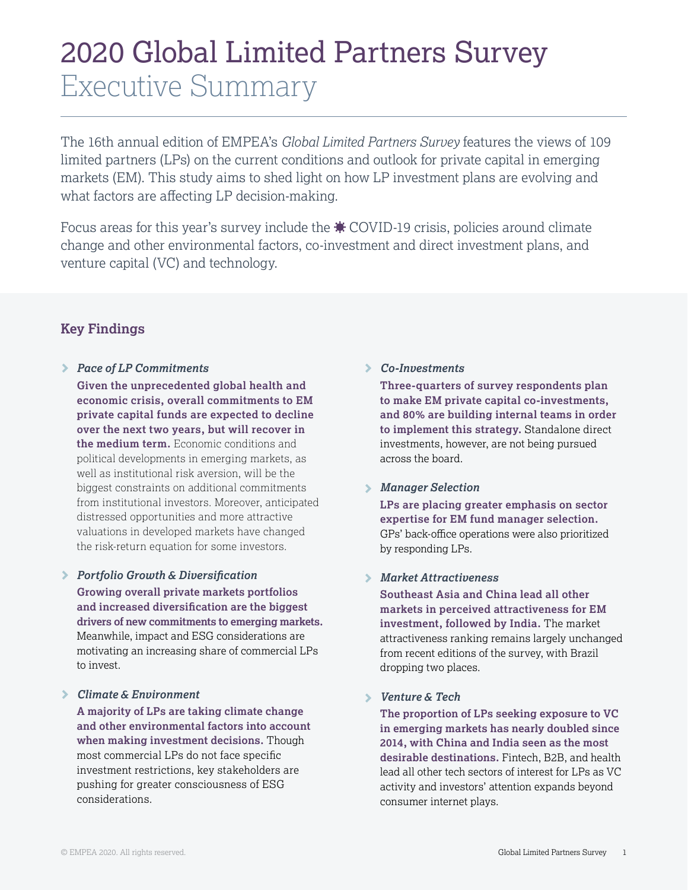# 2020 Global Limited Partners Survey
## Executive Summary

The 16th annual edition of EMPEA's *Global Limited Partners Survey* features the views of 109 limited partners (LPs) on the current conditions and outlook for private capital in emerging markets (EM). This study aims to shed light on how LP investment plans are evolving and what factors are affecting LP decision-making.

Focus areas for this year's survey include the COVID-19 crisis, policies around climate change and other environmental factors, co-investment and direct investment plans, and venture capital (VC) and technology.

### Key Findings

- ***Pace of LP Commitments***
  **Given the unprecedented global health and economic crisis, overall commitments to EM private capital funds are expected to decline over the next two years, but will recover in the medium term.** Economic conditions and political developments in emerging markets, as well as institutional risk aversion, will be the biggest constraints on additional commitments from institutional investors. Moreover, anticipated distressed opportunities and more attractive valuations in developed markets have changed the risk-return equation for some investors.

- ***Portfolio Growth & Diversification***
  **Growing overall private markets portfolios and increased diversification are the biggest drivers of new commitments to emerging markets.** Meanwhile, impact and ESG considerations are motivating an increasing share of commercial LPs to invest.

- ***Climate & Environment***
  **A majority of LPs are taking climate change and other environmental factors into account when making investment decisions.** Though most commercial LPs do not face specific investment restrictions, key stakeholders are pushing for greater consciousness of ESG considerations.

- ***Co-Investments***
  **Three-quarters of survey respondents plan to make EM private capital co-investments, and 80% are building internal teams in order to implement this strategy.** Standalone direct investments, however, are not being pursued across the board.

- ***Manager Selection***
  **LPs are placing greater emphasis on sector expertise for EM fund manager selection.** GPs' back-office operations were also prioritized by responding LPs.

- ***Market Attractiveness***
  **Southeast Asia and China lead all other markets in perceived attractiveness for EM investment, followed by India.** The market attractiveness ranking remains largely unchanged from recent editions of the survey, with Brazil dropping two places.

- ***Venture & Tech***
  **The proportion of LPs seeking exposure to VC in emerging markets has nearly doubled since 2014, with China and India seen as the most desirable destinations.** Fintech, B2B, and health lead all other tech sectors of interest for LPs as VC activity and investors' attention expands beyond consumer internet plays.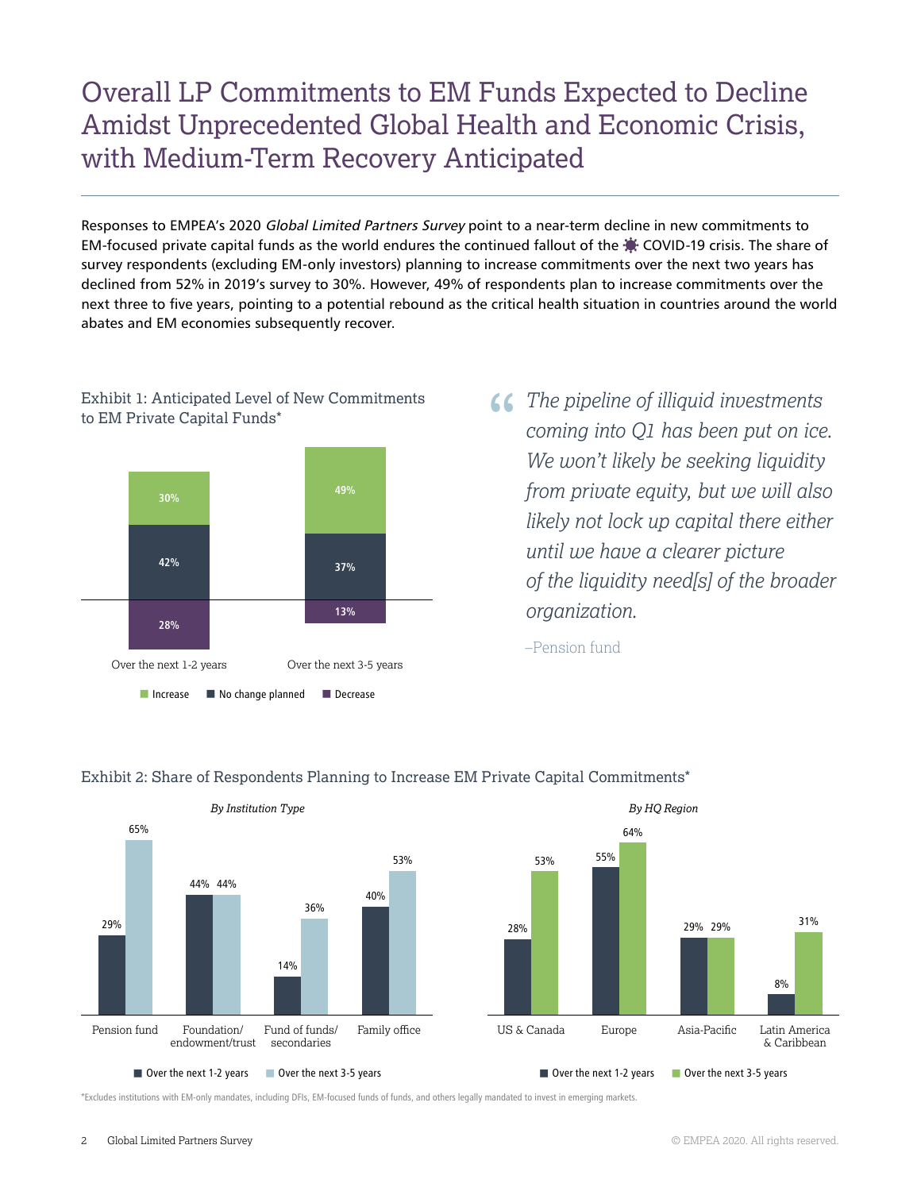# Overall LP Commitments to EM Funds Expected to Decline Amidst Unprecedented Global Health and Economic Crisis, with Medium-Term Recovery Anticipated

Responses to EMPEA's 2020 *Global Limited Partners Survey* point to a near-term decline in new commitments to EM-focused private capital funds as the world endures the continued fallout of the COVID-19 crisis. The share of survey respondents (excluding EM-only investors) planning to increase commitments over the next two years has declined from 52% in 2019's survey to 30%. However, 49% of respondents plan to increase commitments over the next three to five years, pointing to a potential rebound as the critical health situation in countries around the world abates and EM economies subsequently recover.

Exhibit 1: Anticipated Level of New Commitments to EM Private Capital Funds*

Over the next 1-2 years: 30% | 42% | 28%

Over the next 3-5 years: 49% | 37% | 13%

Increase | No change planned | Decrease

> *The pipeline of illiquid investments coming into Q1 has been put on ice. We won't likely be seeking liquidity from private equity, but we will also likely not lock up capital there either until we have a clearer picture of the liquidity need[s] of the broader organization.*
>
> –Pension fund

Exhibit 2: Share of Respondents Planning to Increase EM Private Capital Commitments*

*By Institution Type*

Pension fund: 29% | 65%

Foundation/ endowment/trust: 44% | 44%

Fund of funds/ secondaries: 14% | 36%

Family office: 40% | 53%

Over the next 1-2 years | Over the next 3-5 years

*By HQ Region*

US & Canada: 28% | 53%

Europe: 55% | 64%

Asia-Pacific: 29% | 29%

Latin America & Caribbean: 8% | 31%

Over the next 1-2 years | Over the next 3-5 years

*Excludes institutions with EM-only mandates, including DFIs, EM-focused funds of funds, and others legally mandated to invest in emerging markets.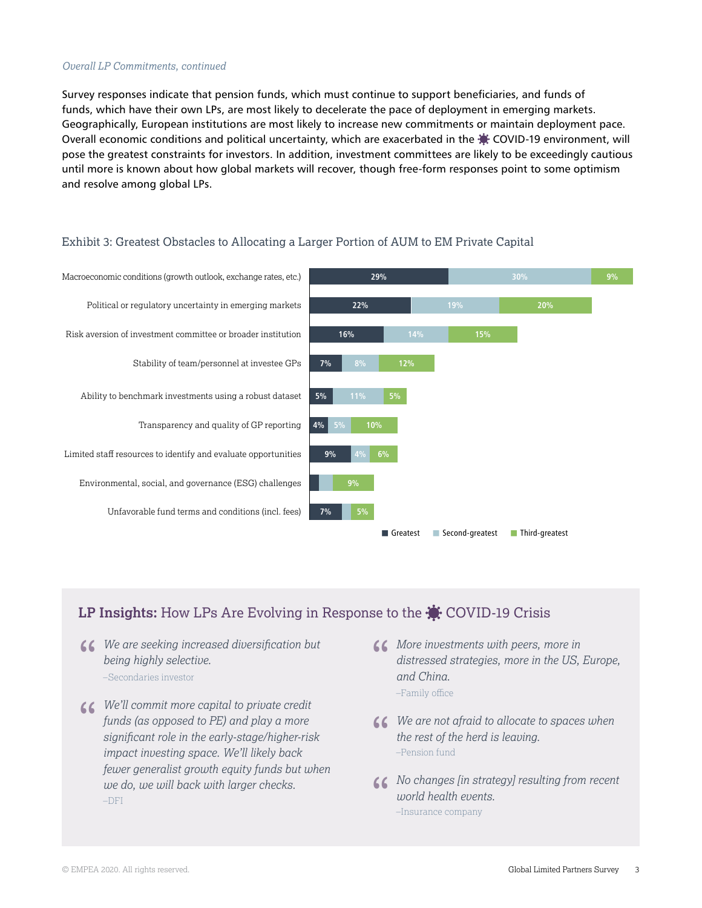*Overall LP Commitments, continued*

Survey responses indicate that pension funds, which must continue to support beneficiaries, and funds of funds, which have their own LPs, are most likely to decelerate the pace of deployment in emerging markets. Geographically, European institutions are most likely to increase new commitments or maintain deployment pace. Overall economic conditions and political uncertainty, which are exacerbated in the COVID-19 environment, will pose the greatest constraints for investors. In addition, investment committees are likely to be exceedingly cautious until more is known about how global markets will recover, though free-form responses point to some optimism and resolve among global LPs.

## Exhibit 3: Greatest Obstacles to Allocating a Larger Portion of AUM to EM Private Capital

Macroeconomic conditions (growth outlook, exchange rates, etc.) 29% 30% 9%
Political or regulatory uncertainty in emerging markets 22% 19% 20%
Risk aversion of investment committee or broader institution 16% 14% 15%
Stability of team/personnel at investee GPs 7% 8% 12%
Ability to benchmark investments using a robust dataset 5% 11% 5%
Transparency and quality of GP reporting 4% 5% 10%
Limited staff resources to identify and evaluate opportunities 9% 4% 6%
Environmental, social, and governance (ESG) challenges 9%
Unfavorable fund terms and conditions (incl. fees) 7% 5%

Greatest
Second-greatest
Third-greatest

## LP Insights: How LPs Are Evolving in Response to the COVID-19 Crisis

> *We are seeking increased diversification but being highly selective.*
>
> –Secondaries investor

> *We'll commit more capital to private credit funds (as opposed to PE) and play a more significant role in the early-stage/higher-risk impact investing space. We'll likely back fewer generalist growth equity funds but when we do, we will back with larger checks.*
>
> –DFI

> *More investments with peers, more in distressed strategies, more in the US, Europe, and China.*
>
> –Family office

> *We are not afraid to allocate to spaces when the rest of the herd is leaving.*
>
> –Pension fund

> *No changes [in strategy] resulting from recent world health events.*
>
> –Insurance company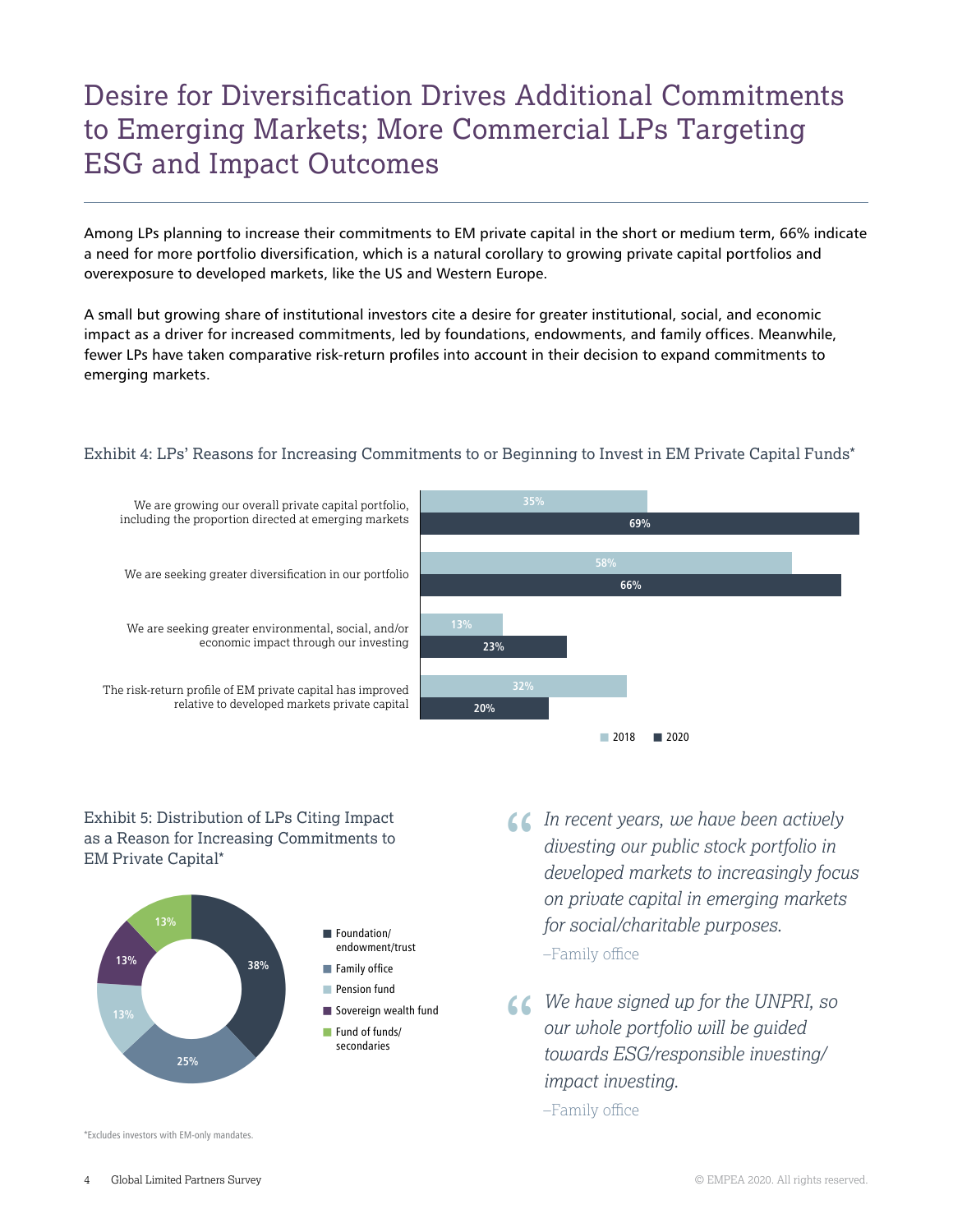# Desire for Diversification Drives Additional Commitments to Emerging Markets; More Commercial LPs Targeting ESG and Impact Outcomes

Among LPs planning to increase their commitments to EM private capital in the short or medium term, 66% indicate a need for more portfolio diversification, which is a natural corollary to growing private capital portfolios and overexposure to developed markets, like the US and Western Europe.

A small but growing share of institutional investors cite a desire for greater institutional, social, and economic impact as a driver for increased commitments, led by foundations, endowments, and family offices. Meanwhile, fewer LPs have taken comparative risk-return profiles into account in their decision to expand commitments to emerging markets.

Exhibit 4: LPs' Reasons for Increasing Commitments to or Beginning to Invest in EM Private Capital Funds*

We are growing our overall private capital portfolio, including the proportion directed at emerging markets
35%
69%

We are seeking greater diversification in our portfolio
58%
66%

We are seeking greater environmental, social, and/or economic impact through our investing
13%
23%

The risk-return profile of EM private capital has improved relative to developed markets private capital
32%
20%

2018
2020

Exhibit 5: Distribution of LPs Citing Impact as a Reason for Increasing Commitments to EM Private Capital*

38%
25%
13%
13%
13%

Foundation/endowment/trust
Family office
Pension fund
Sovereign wealth fund
Fund of funds/secondaries

> *In recent years, we have been actively divesting our public stock portfolio in developed markets to increasingly focus on private capital in emerging markets for social/charitable purposes.*
>
> –Family office

> *We have signed up for the UNPRI, so our whole portfolio will be guided towards ESG/responsible investing/impact investing.*
>
> –Family office

*Excludes investors with EM-only mandates.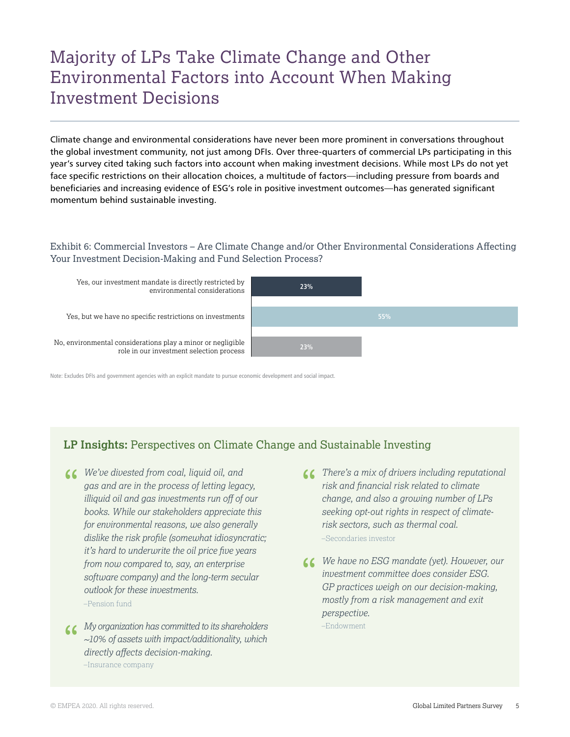# Majority of LPs Take Climate Change and Other Environmental Factors into Account When Making Investment Decisions

Climate change and environmental considerations have never been more prominent in conversations throughout the global investment community, not just among DFIs. Over three-quarters of commercial LPs participating in this year's survey cited taking such factors into account when making investment decisions. While most LPs do not yet face specific restrictions on their allocation choices, a multitude of factors—including pressure from boards and beneficiaries and increasing evidence of ESG's role in positive investment outcomes—has generated significant momentum behind sustainable investing.

Exhibit 6: Commercial Investors – Are Climate Change and/or Other Environmental Considerations Affecting Your Investment Decision-Making and Fund Selection Process?

Yes, our investment mandate is directly restricted by environmental considerations
23%

Yes, but we have no specific restrictions on investments
55%

No, environmental considerations play a minor or negligible role in our investment selection process
23%

Note: Excludes DFIs and government agencies with an explicit mandate to pursue economic development and social impact.

## **LP Insights:** Perspectives on Climate Change and Sustainable Investing

> *We've divested from coal, liquid oil, and gas and are in the process of letting legacy, illiquid oil and gas investments run off of our books. While our stakeholders appreciate this for environmental reasons, we also generally dislike the risk profile (somewhat idiosyncratic; it's hard to underwrite the oil price five years from now compared to, say, an enterprise software company) and the long-term secular outlook for these investments.*
>
> –Pension fund

> *My organization has committed to its shareholders ~10% of assets with impact/additionality, which directly affects decision-making.*
>
> –Insurance company

> *There's a mix of drivers including reputational risk and financial risk related to climate change, and also a growing number of LPs seeking opt-out rights in respect of climate-risk sectors, such as thermal coal.*
>
> –Secondaries investor

> *We have no ESG mandate (yet). However, our investment committee does consider ESG. GP practices weigh on our decision-making, mostly from a risk management and exit perspective.*
>
> –Endowment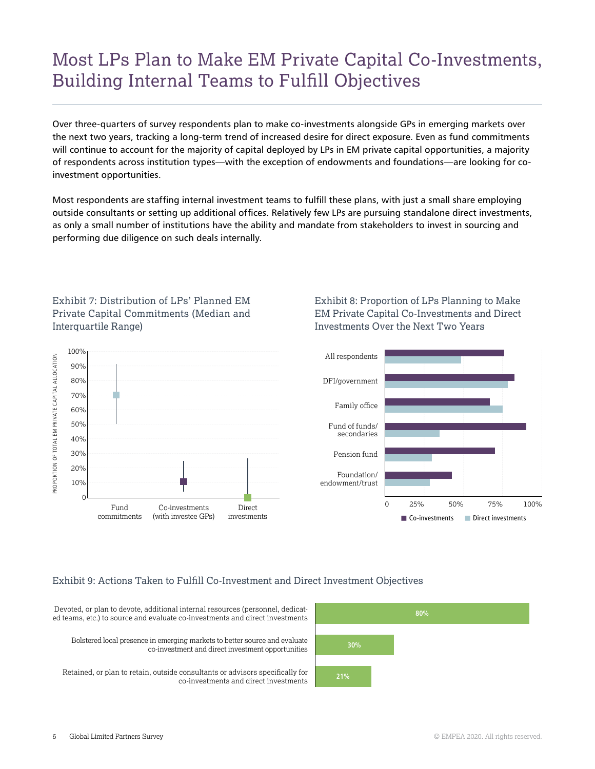# Most LPs Plan to Make EM Private Capital Co-Investments, Building Internal Teams to Fulfill Objectives

Over three-quarters of survey respondents plan to make co-investments alongside GPs in emerging markets over the next two years, tracking a long-term trend of increased desire for direct exposure. Even as fund commitments will continue to account for the majority of capital deployed by LPs in EM private capital opportunities, a majority of respondents across institution types—with the exception of endowments and foundations—are looking for co-investment opportunities.

Most respondents are staffing internal investment teams to fulfill these plans, with just a small share employing outside consultants or setting up additional offices. Relatively few LPs are pursuing standalone direct investments, as only a small number of institutions have the ability and mandate from stakeholders to invest in sourcing and performing due diligence on such deals internally.

### Exhibit 7: Distribution of LPs' Planned EM Private Capital Commitments (Median and Interquartile Range)

PROPORTION OF TOTAL EM PRIVATE CAPITAL ALLOCATION

100%
90%
80%
70%
60%
50%
40%
30%
20%
10%
0

Fund commitments
Co-investments (with investee GPs)
Direct investments

### Exhibit 8: Proportion of LPs Planning to Make EM Private Capital Co-Investments and Direct Investments Over the Next Two Years

All respondents
DFI/government
Family office
Fund of funds/ secondaries
Pension fund
Foundation/ endowment/trust

0
25%
50%
75%
100%

Co-investments
Direct investments

### Exhibit 9: Actions Taken to Fulfill Co-Investment and Direct Investment Objectives

Devoted, or plan to devote, additional internal resources (personnel, dedicated teams, etc.) to source and evaluate co-investments and direct investments
80%

Bolstered local presence in emerging markets to better source and evaluate co-investment and direct investment opportunities
30%

Retained, or plan to retain, outside consultants or advisors specifically for co-investments and direct investments
21%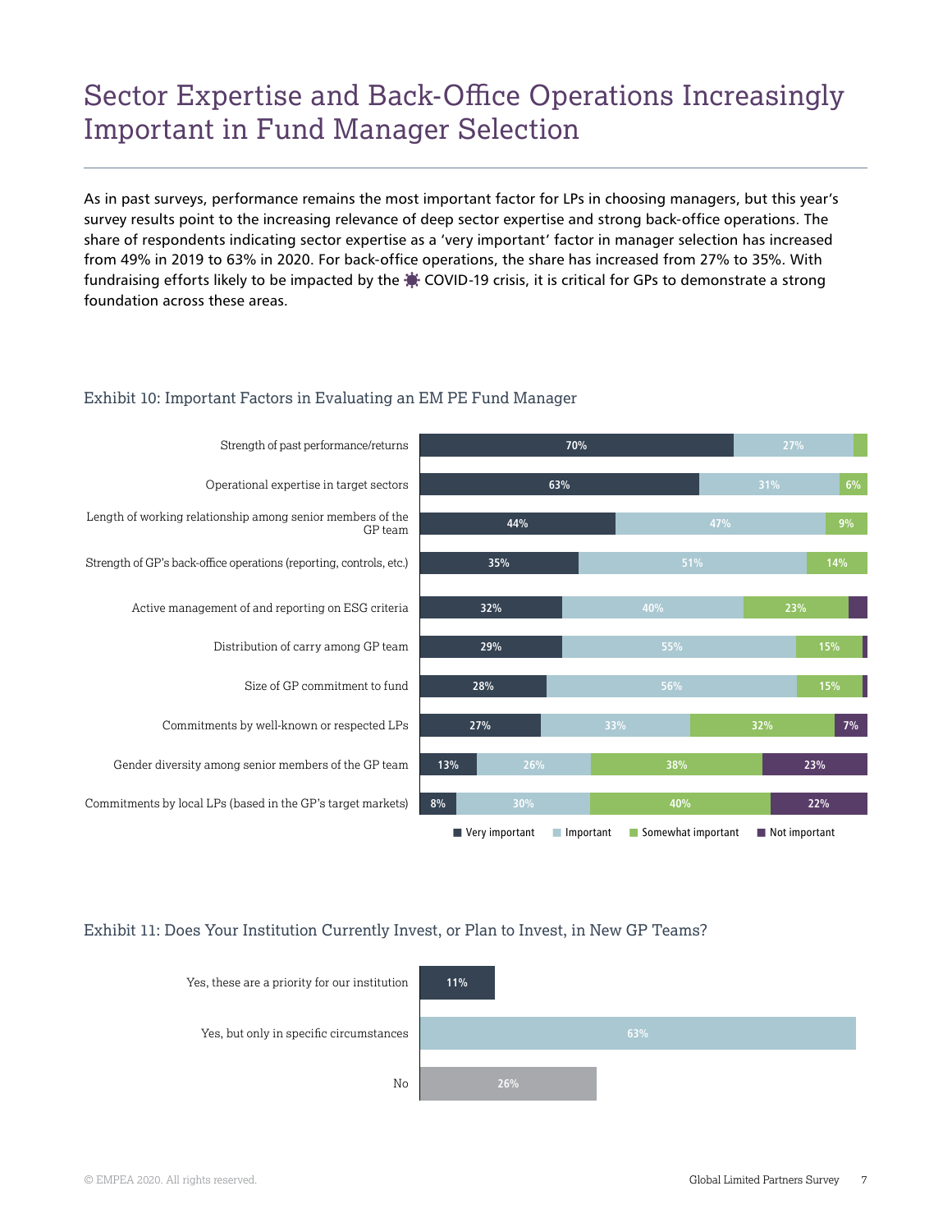# Sector Expertise and Back-Office Operations Increasingly Important in Fund Manager Selection

As in past surveys, performance remains the most important factor for LPs in choosing managers, but this year's survey results point to the increasing relevance of deep sector expertise and strong back-office operations. The share of respondents indicating sector expertise as a 'very important' factor in manager selection has increased from 49% in 2019 to 63% in 2020. For back-office operations, the share has increased from 27% to 35%. With fundraising efforts likely to be impacted by the COVID-19 crisis, it is critical for GPs to demonstrate a strong foundation across these areas.

### Exhibit 10: Important Factors in Evaluating an EM PE Fund Manager

Strength of past performance/returns: 70%, 27%

Operational expertise in target sectors: 63%, 31%, 6%

Length of working relationship among senior members of the GP team: 44%, 47%, 9%

Strength of GP's back-office operations (reporting, controls, etc.): 35%, 51%, 14%

Active management of and reporting on ESG criteria: 32%, 40%, 23%

Distribution of carry among GP team: 29%, 55%, 15%

Size of GP commitment to fund: 28%, 56%, 15%

Commitments by well-known or respected LPs: 27%, 33%, 32%, 7%

Gender diversity among senior members of the GP team: 13%, 26%, 38%, 23%

Commitments by local LPs (based in the GP's target markets): 8%, 30%, 40%, 22%

Very important, Important, Somewhat important, Not important

### Exhibit 11: Does Your Institution Currently Invest, or Plan to Invest, in New GP Teams?

Yes, these are a priority for our institution: 11%

Yes, but only in specific circumstances: 63%

No: 26%

© EMPEA 2020. All rights reserved.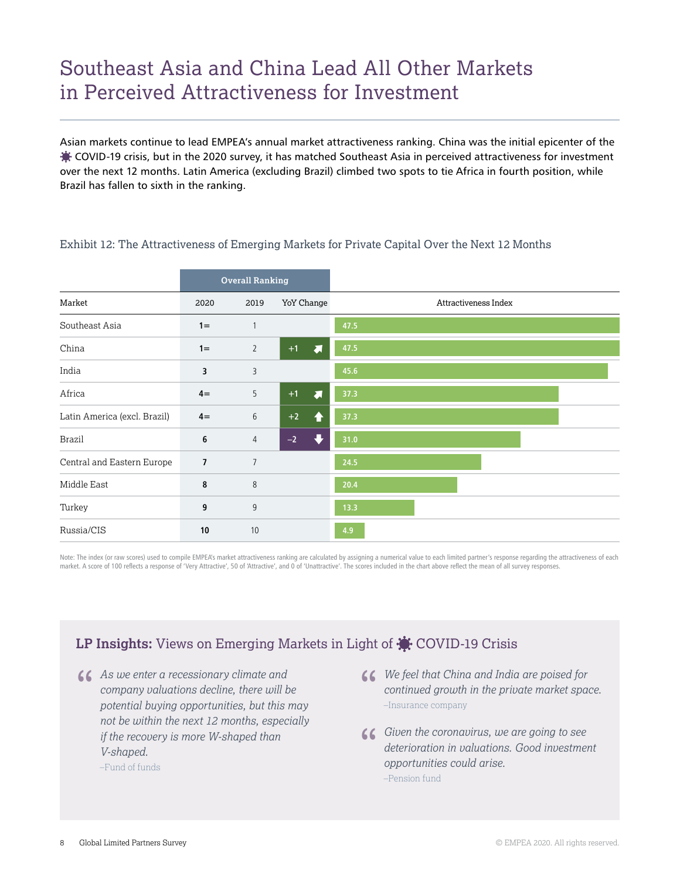# Southeast Asia and China Lead All Other Markets in Perceived Attractiveness for Investment

Asian markets continue to lead EMPEA's annual market attractiveness ranking. China was the initial epicenter of the COVID-19 crisis, but in the 2020 survey, it has matched Southeast Asia in perceived attractiveness for investment over the next 12 months. Latin America (excluding Brazil) climbed two spots to tie Africa in fourth position, while Brazil has fallen to sixth in the ranking.

### Exhibit 12: The Attractiveness of Emerging Markets for Private Capital Over the Next 12 Months

| | Overall Ranking | | | |
|---|---|---|---|---|
| Market | 2020 | 2019 | YoY Change | Attractiveness Index |
| Southeast Asia | 1= | 1 | | 47.5 |
| China | 1= | 2 | +1 | 47.5 |
| India | 3 | 3 | | 45.6 |
| Africa | 4= | 5 | +1 | 37.3 |
| Latin America (excl. Brazil) | 4= | 6 | +2 | 37.3 |
| Brazil | 6 | 4 | –2 | 31.0 |
| Central and Eastern Europe | 7 | 7 | | 24.5 |
| Middle East | 8 | 8 | | 20.4 |
| Turkey | 9 | 9 | | 13.3 |
| Russia/CIS | 10 | 10 | | 4.9 |

Note: The index (or raw scores) used to compile EMPEA's market attractiveness ranking are calculated by assigning a numerical value to each limited partner's response regarding the attractiveness of each market. A score of 100 reflects a response of 'Very Attractive', 50 of 'Attractive', and 0 of 'Unattractive'. The scores included in the chart above reflect the mean of all survey responses.

## **LP Insights:** Views on Emerging Markets in Light of COVID-19 Crisis

> *As we enter a recessionary climate and company valuations decline, there will be potential buying opportunities, but this may not be within the next 12 months, especially if the recovery is more W-shaped than V-shaped.*
>
> –Fund of funds

> *We feel that China and India are poised for continued growth in the private market space.*
>
> –Insurance company

> *Given the coronavirus, we are going to see deterioration in valuations. Good investment opportunities could arise.*
>
> –Pension fund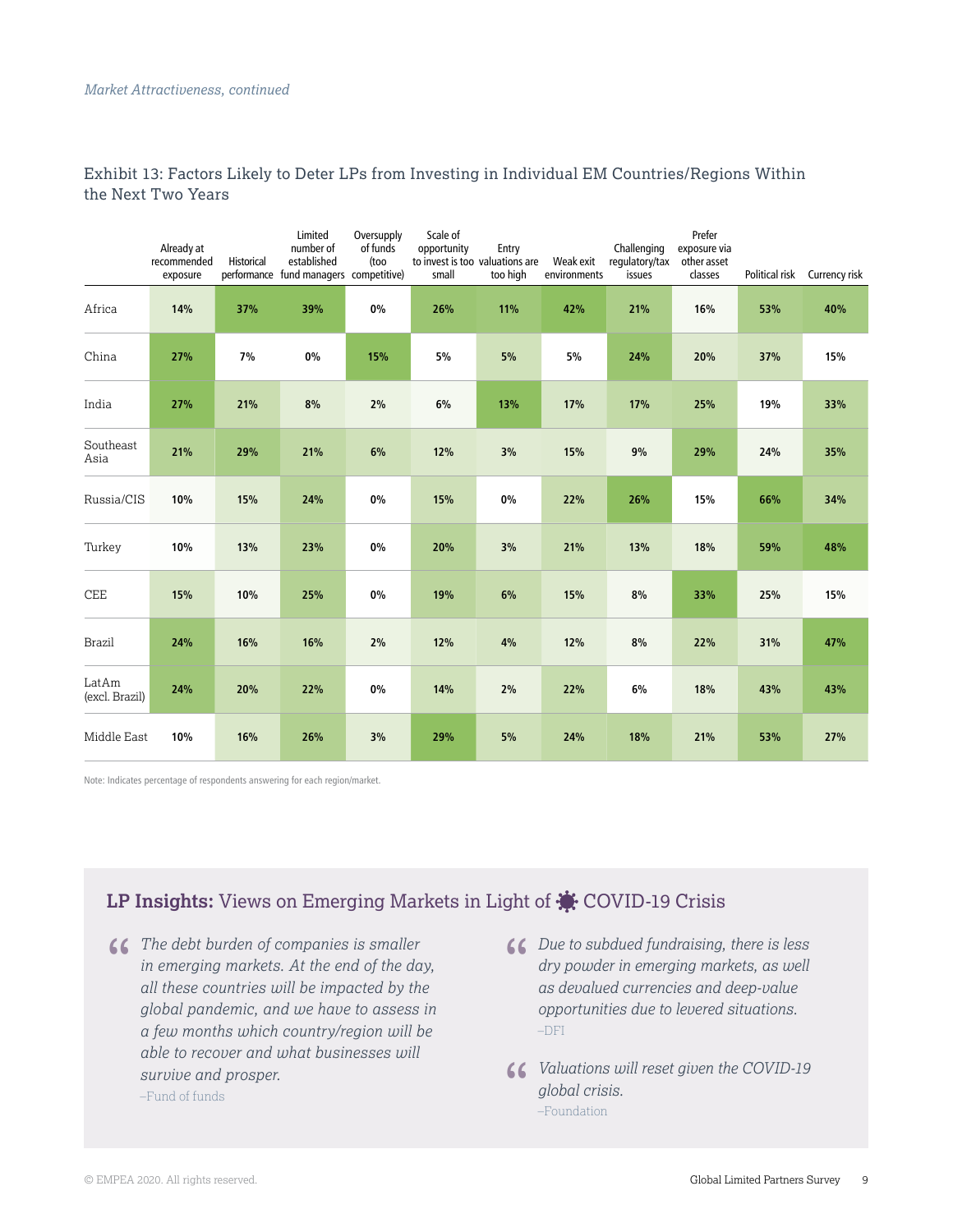*Market Attractiveness, continued*

Exhibit 13: Factors Likely to Deter LPs from Investing in Individual EM Countries/Regions Within the Next Two Years

| | Already at recommended exposure | Historical performance | Limited number of established fund managers | Oversupply of funds (too competitive) | Scale of opportunity to invest is too small | Entry valuations are too high | Weak exit environments | Challenging regulatory/tax issues | Prefer exposure via other asset classes | Political risk | Currency risk |
|---|---|---|---|---|---|---|---|---|---|---|---|
| Africa | 14% | 37% | 39% | 0% | 26% | 11% | 42% | 21% | 16% | 53% | 40% |
| China | 27% | 7% | 0% | 15% | 5% | 5% | 5% | 24% | 20% | 37% | 15% |
| India | 27% | 21% | 8% | 2% | 6% | 13% | 17% | 17% | 25% | 19% | 33% |
| Southeast Asia | 21% | 29% | 21% | 6% | 12% | 3% | 15% | 9% | 29% | 24% | 35% |
| Russia/CIS | 10% | 15% | 24% | 0% | 15% | 0% | 22% | 26% | 15% | 66% | 34% |
| Turkey | 10% | 13% | 23% | 0% | 20% | 3% | 21% | 13% | 18% | 59% | 48% |
| CEE | 15% | 10% | 25% | 0% | 19% | 6% | 15% | 8% | 33% | 25% | 15% |
| Brazil | 24% | 16% | 16% | 2% | 12% | 4% | 12% | 8% | 22% | 31% | 47% |
| LatAm (excl. Brazil) | 24% | 20% | 22% | 0% | 14% | 2% | 22% | 6% | 18% | 43% | 43% |
| Middle East | 10% | 16% | 26% | 3% | 29% | 5% | 24% | 18% | 21% | 53% | 27% |

Note: Indicates percentage of respondents answering for each region/market.

## **LP Insights:** Views on Emerging Markets in Light of COVID-19 Crisis

> *The debt burden of companies is smaller in emerging markets. At the end of the day, all these countries will be impacted by the global pandemic, and we have to assess in a few months which country/region will be able to recover and what businesses will survive and prosper.*
>
> –Fund of funds

> *Due to subdued fundraising, there is less dry powder in emerging markets, as well as devalued currencies and deep-value opportunities due to levered situations.*
>
> –DFI

> *Valuations will reset given the COVID-19 global crisis.*
>
> –Foundation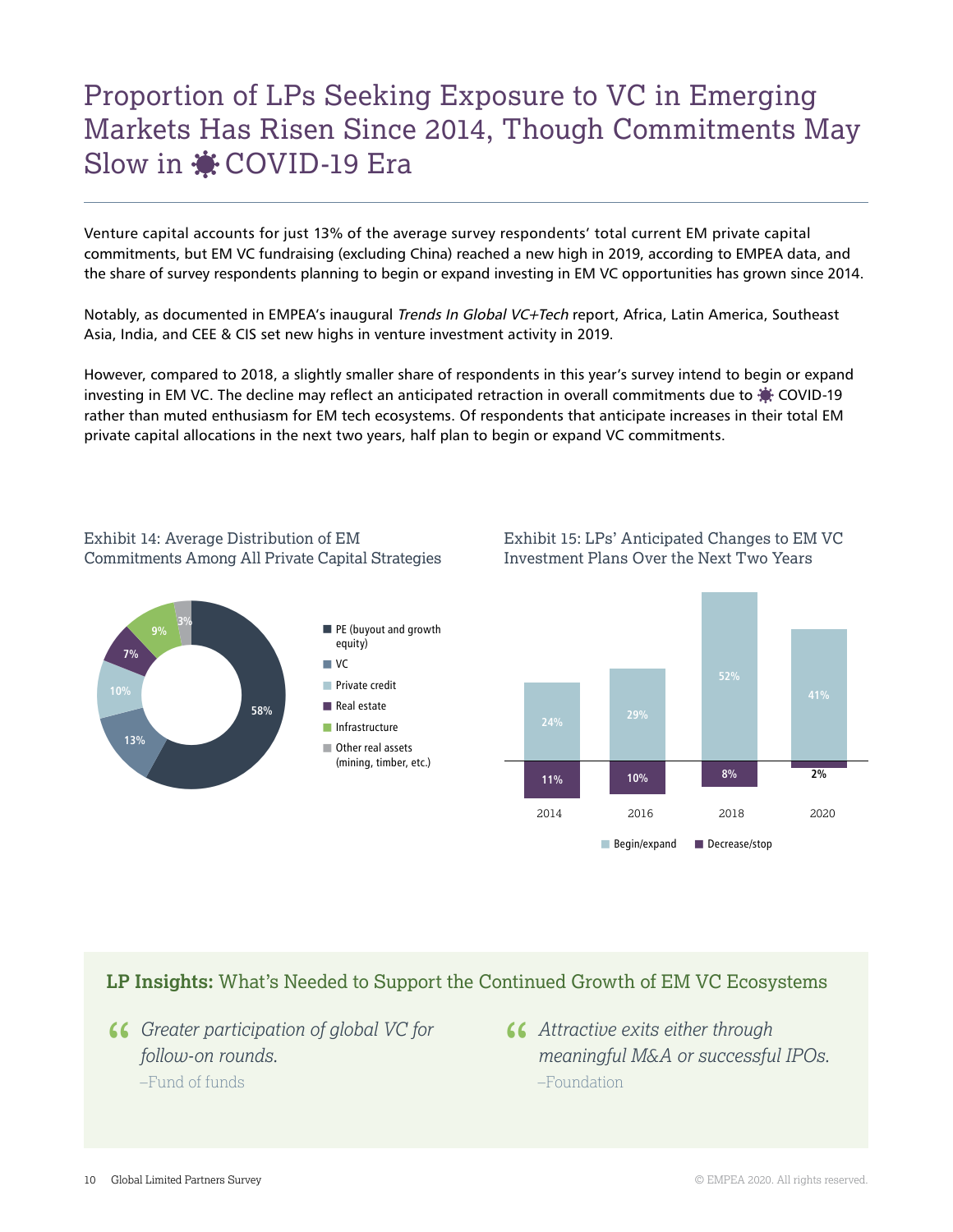# Proportion of LPs Seeking Exposure to VC in Emerging Markets Has Risen Since 2014, Though Commitments May Slow in COVID-19 Era

Venture capital accounts for just 13% of the average survey respondents' total current EM private capital commitments, but EM VC fundraising (excluding China) reached a new high in 2019, according to EMPEA data, and the share of survey respondents planning to begin or expand investing in EM VC opportunities has grown since 2014.

Notably, as documented in EMPEA's inaugural *Trends In Global VC+Tech* report, Africa, Latin America, Southeast Asia, India, and CEE & CIS set new highs in venture investment activity in 2019.

However, compared to 2018, a slightly smaller share of respondents in this year's survey intend to begin or expand investing in EM VC. The decline may reflect an anticipated retraction in overall commitments due to COVID-19 rather than muted enthusiasm for EM tech ecosystems. Of respondents that anticipate increases in their total EM private capital allocations in the next two years, half plan to begin or expand VC commitments.

Exhibit 14: Average Distribution of EM Commitments Among All Private Capital Strategies

58%
13%
10%
7%
9%
3%

PE (buyout and growth equity)
VC
Private credit
Real estate
Infrastructure
Other real assets (mining, timber, etc.)

Exhibit 15: LPs' Anticipated Changes to EM VC Investment Plans Over the Next Two Years

2014: 24%, 11%
2016: 29%, 10%
2018: 52%, 8%
2020: 41%, 2%

Begin/expand
Decrease/stop

## LP Insights: What's Needed to Support the Continued Growth of EM VC Ecosystems

> *Greater participation of global VC for follow-on rounds.*
> –Fund of funds

> *Attractive exits either through meaningful M&A or successful IPOs.*
> –Foundation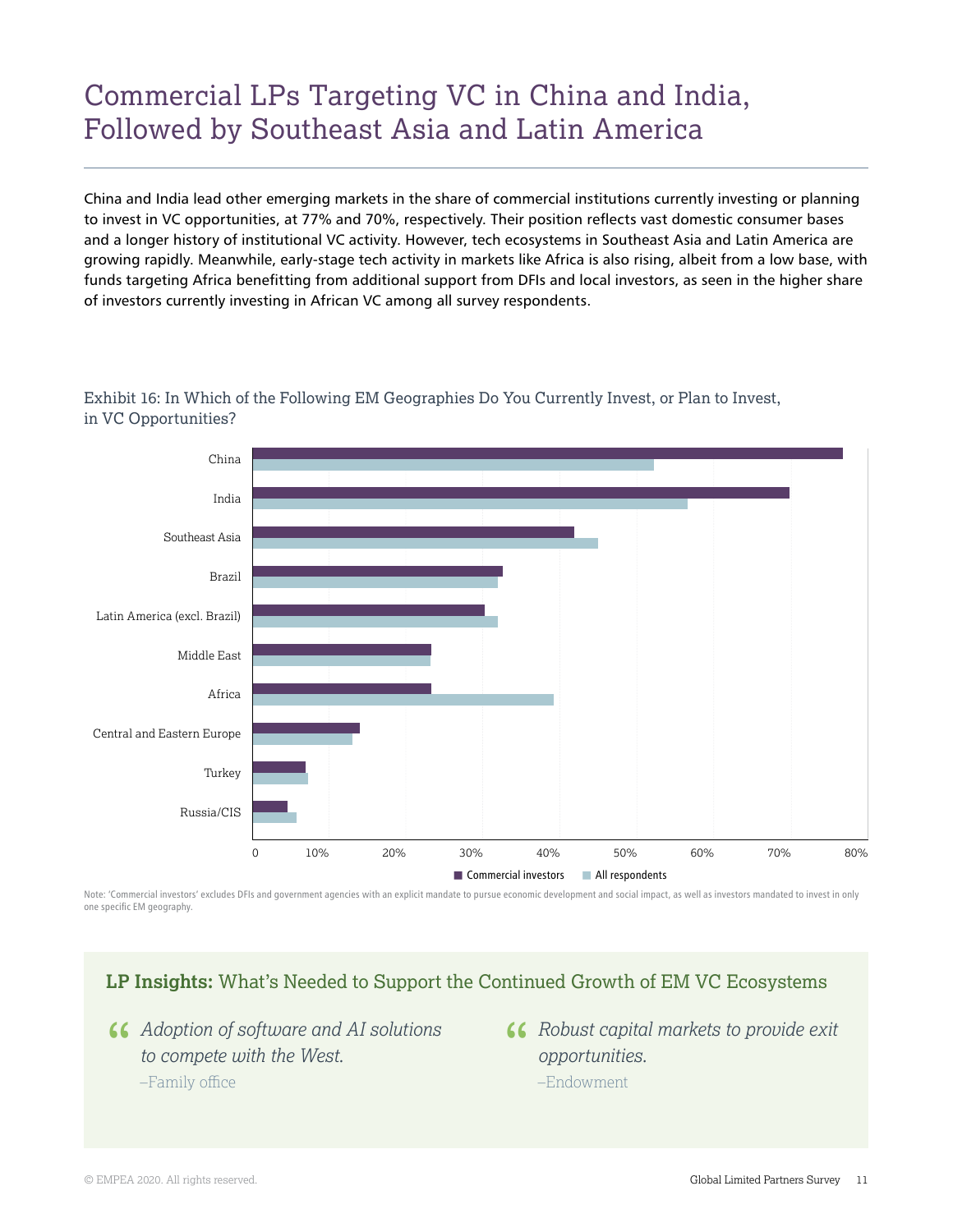# Commercial LPs Targeting VC in China and India, Followed by Southeast Asia and Latin America

China and India lead other emerging markets in the share of commercial institutions currently investing or planning to invest in VC opportunities, at 77% and 70%, respectively. Their position reflects vast domestic consumer bases and a longer history of institutional VC activity. However, tech ecosystems in Southeast Asia and Latin America are growing rapidly. Meanwhile, early-stage tech activity in markets like Africa is also rising, albeit from a low base, with funds targeting Africa benefitting from additional support from DFIs and local investors, as seen in the higher share of investors currently investing in African VC among all survey respondents.

Exhibit 16: In Which of the Following EM Geographies Do You Currently Invest, or Plan to Invest, in VC Opportunities?

China
India
Southeast Asia
Brazil
Latin America (excl. Brazil)
Middle East
Africa
Central and Eastern Europe
Turkey
Russia/CIS

0 10% 20% 30% 40% 50% 60% 70% 80%

Commercial investors
All respondents

Note: 'Commercial investors' excludes DFIs and government agencies with an explicit mandate to pursue economic development and social impact, as well as investors mandated to invest in only one specific EM geography.

## **LP Insights:** What's Needed to Support the Continued Growth of EM VC Ecosystems

> *Adoption of software and AI solutions to compete with the West.*
>
> –Family office

> *Robust capital markets to provide exit opportunities.*
>
> –Endowment

© EMPEA 2020. All rights reserved.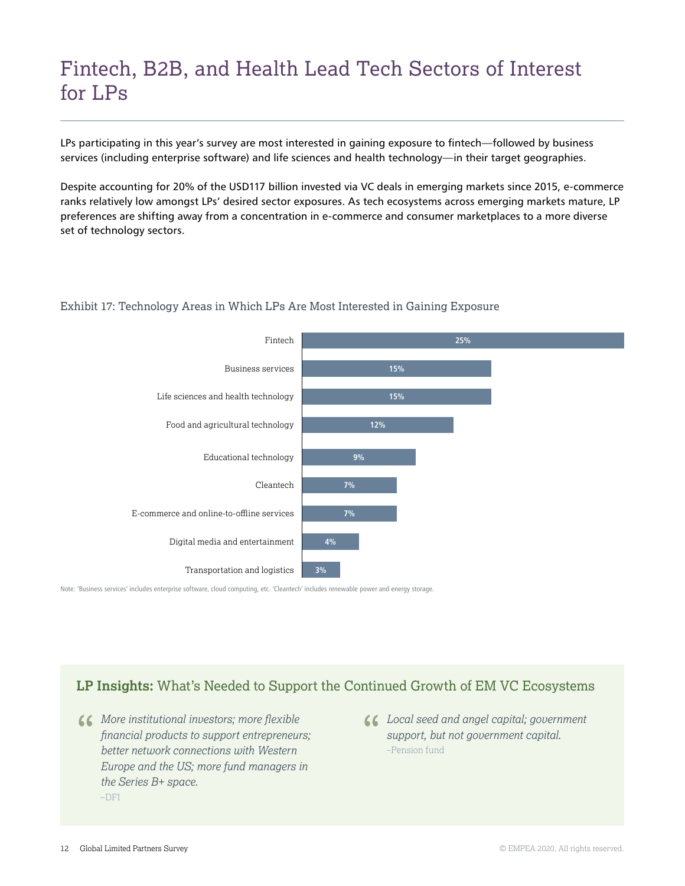# Fintech, B2B, and Health Lead Tech Sectors of Interest for LPs

LPs participating in this year's survey are most interested in gaining exposure to fintech—followed by business services (including enterprise software) and life sciences and health technology—in their target geographies.

Despite accounting for 20% of the USD117 billion invested via VC deals in emerging markets since 2015, e-commerce ranks relatively low amongst LPs' desired sector exposures. As tech ecosystems across emerging markets mature, LP preferences are shifting away from a concentration in e-commerce and consumer marketplaces to a more diverse set of technology sectors.

Exhibit 17: Technology Areas in Which LPs Are Most Interested in Gaining Exposure

Fintech 25%
Business services 15%
Life sciences and health technology 15%
Food and agricultural technology 12%
Educational technology 9%
Cleantech 7%
E-commerce and online-to-offline services 7%
Digital media and entertainment 4%
Transportation and logistics 3%

Note: 'Business services' includes enterprise software, cloud computing, etc. 'Cleantech' includes renewable power and energy storage.

## **LP Insights:** What's Needed to Support the Continued Growth of EM VC Ecosystems

> *More institutional investors; more flexible financial products to support entrepreneurs; better network connections with Western Europe and the US; more fund managers in the Series B+ space.*
>
> –DFI

> *Local seed and angel capital; government support, but not government capital.*
>
> –Pension fund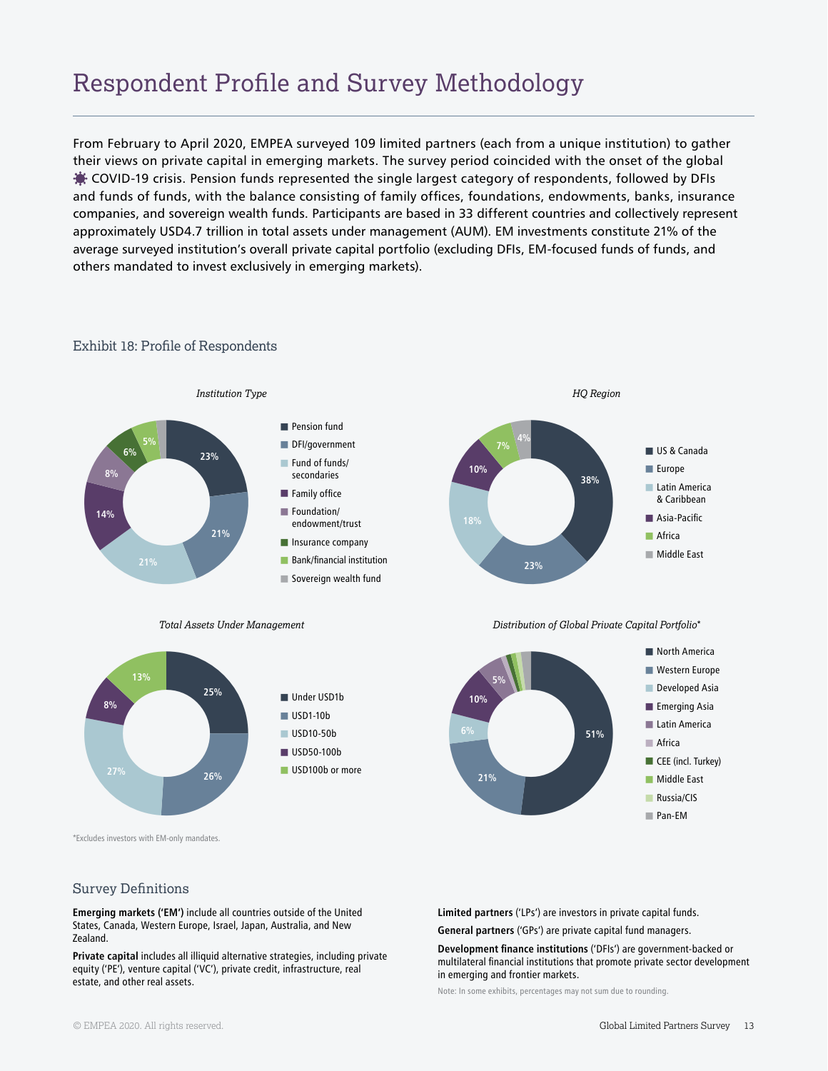# Respondent Profile and Survey Methodology

From February to April 2020, EMPEA surveyed 109 limited partners (each from a unique institution) to gather their views on private capital in emerging markets. The survey period coincided with the onset of the global COVID-19 crisis. Pension funds represented the single largest category of respondents, followed by DFIs and funds of funds, with the balance consisting of family offices, foundations, endowments, banks, insurance companies, and sovereign wealth funds. Participants are based in 33 different countries and collectively represent approximately USD4.7 trillion in total assets under management (AUM). EM investments constitute 21% of the average surveyed institution's overall private capital portfolio (excluding DFIs, EM-focused funds of funds, and others mandated to invest exclusively in emerging markets).

## Exhibit 18: Profile of Respondents

*Institution Type*

| Institution Type | Share |
|---|---|
| Pension fund | 23% |
| DFI/government | 21% |
| Fund of funds/ secondaries | 21% |
| Family office | 14% |
| Foundation/ endowment/trust | 8% |
| Insurance company | 6% |
| Bank/financial institution | 5% |
| Sovereign wealth fund | |

*HQ Region*

| HQ Region | Share |
|---|---|
| US & Canada | 38% |
| Europe | 23% |
| Latin America & Caribbean | 18% |
| Asia-Pacific | 10% |
| Africa | 7% |
| Middle East | 4% |

*Total Assets Under Management*

| Total AUM | Share |
|---|---|
| Under USD1b | 25% |
| USD1-10b | 26% |
| USD10-50b | 27% |
| USD50-100b | 8% |
| USD100b or more | 13% |

*Distribution of Global Private Capital Portfolio**

| Region | Share |
|---|---|
| North America | 51% |
| Western Europe | 21% |
| Developed Asia | 6% |
| Emerging Asia | 10% |
| Latin America | 5% |
| Africa | |
| CEE (incl. Turkey) | |
| Middle East | |
| Russia/CIS | |
| Pan-EM | |

*Excludes investors with EM-only mandates.

## Survey Definitions

**Emerging markets ('EM')** include all countries outside of the United States, Canada, Western Europe, Israel, Japan, Australia, and New Zealand.

**Private capital** includes all illiquid alternative strategies, including private equity ('PE'), venture capital ('VC'), private credit, infrastructure, real estate, and other real assets.

**Limited partners** ('LPs') are investors in private capital funds.

**General partners** ('GPs') are private capital fund managers.

**Development finance institutions** ('DFIs') are government-backed or multilateral financial institutions that promote private sector development in emerging and frontier markets.

Note: In some exhibits, percentages may not sum due to rounding.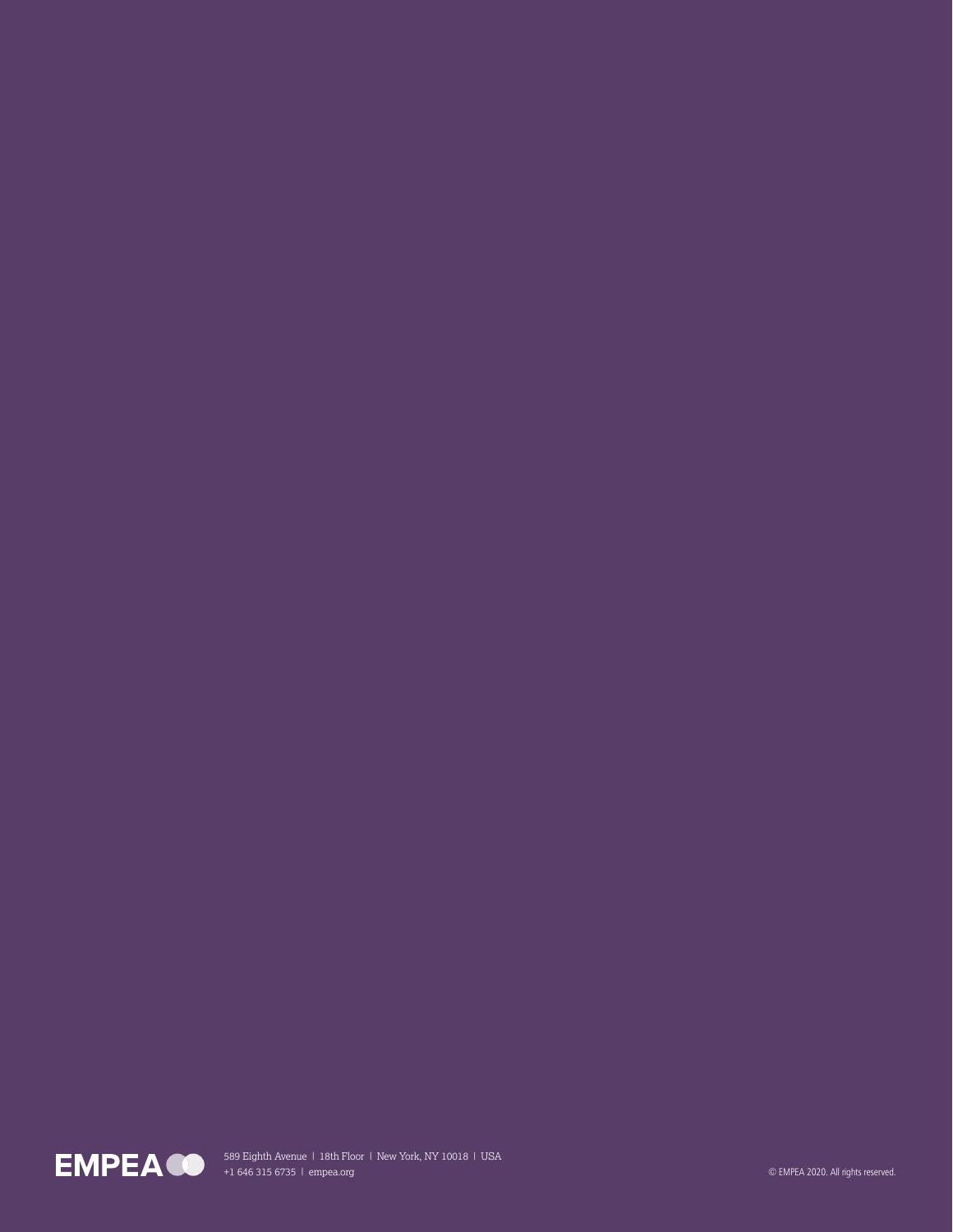EMPEA

589 Eighth Avenue | 18th Floor | New York, NY 10018 | USA
+1 646 315 6735 | empea.org

© EMPEA 2020. All rights reserved.